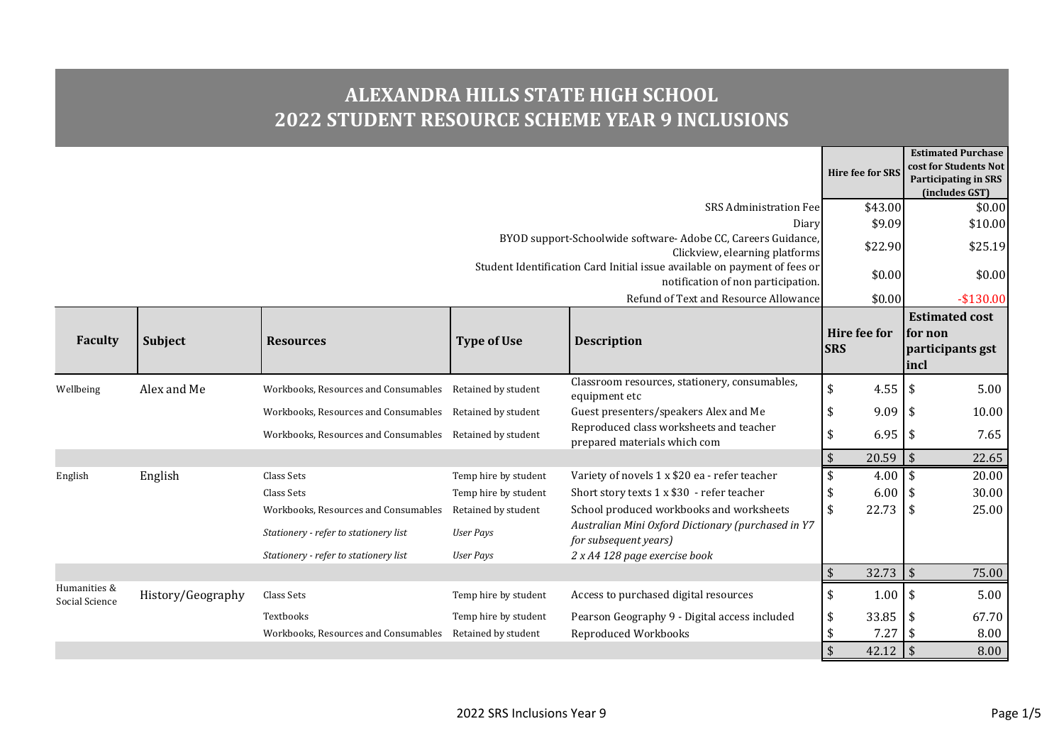# ALEXANDRA HILLS STATE HIGH SCHOOL
# 2022 STUDENT RESOURCE SCHEME YEAR 9 INCLUSIONS

| | Hire fee for SRS | Estimated Purchase cost for Students Not Participating in SRS (includes GST) |
|---|---|---|
| SRS Administration Fee | $43.00 | $0.00 |
| Diary | $9.09 | $10.00 |
| BYOD support-Schoolwide software- Adobe CC, Careers Guidance, Clickview, elearning platforms | $22.90 | $25.19 |
| Student Identification Card Initial issue available on payment of fees or notification of non participation. | $0.00 | $0.00 |
| Refund of Text and Resource Allowance | $0.00 | -$130.00 |

| Faculty | Subject | Resources | Type of Use | Description | Hire fee for SRS | Estimated cost for non participants gst incl |
|---|---|---|---|---|---|---|
| Wellbeing | Alex and Me | Workbooks, Resources and Consumables | Retained by student | Classroom resources, stationery, consumables, equipment etc | $ 4.55 | $ 5.00 |
| | | Workbooks, Resources and Consumables | Retained by student | Guest presenters/speakers Alex and Me | $ 9.09 | $ 10.00 |
| | | Workbooks, Resources and Consumables | Retained by student | Reproduced class worksheets and teacher prepared materials which com | $ 6.95 | $ 7.65 |
| | | | | | $ 20.59 | $ 22.65 |
| English | English | Class Sets | Temp hire by student | Variety of novels 1 x $20 ea - refer teacher | $ 4.00 | $ 20.00 |
| | | Class Sets | Temp hire by student | Short story texts 1 x $30 - refer teacher | $ 6.00 | $ 30.00 |
| | | Workbooks, Resources and Consumables | Retained by student | School produced workbooks and worksheets | $ 22.73 | $ 25.00 |
| | | *Stationery - refer to stationery list* | *User Pays* | *Australian Mini Oxford Dictionary (purchased in Y7 for subsequent years)* | | |
| | | *Stationery - refer to stationery list* | *User Pays* | *2 x A4 128 page exercise book* | | |
| | | | | | $ 32.73 | $ 75.00 |
| Humanities & Social Science | History/Geography | Class Sets | Temp hire by student | Access to purchased digital resources | $ 1.00 | $ 5.00 |
| | | Textbooks | Temp hire by student | Pearson Geography 9 - Digital access included | $ 33.85 | $ 67.70 |
| | | Workbooks, Resources and Consumables | Retained by student | Reproduced Workbooks | $ 7.27 | $ 8.00 |
| | | | | | $ 42.12 | $ 8.00 |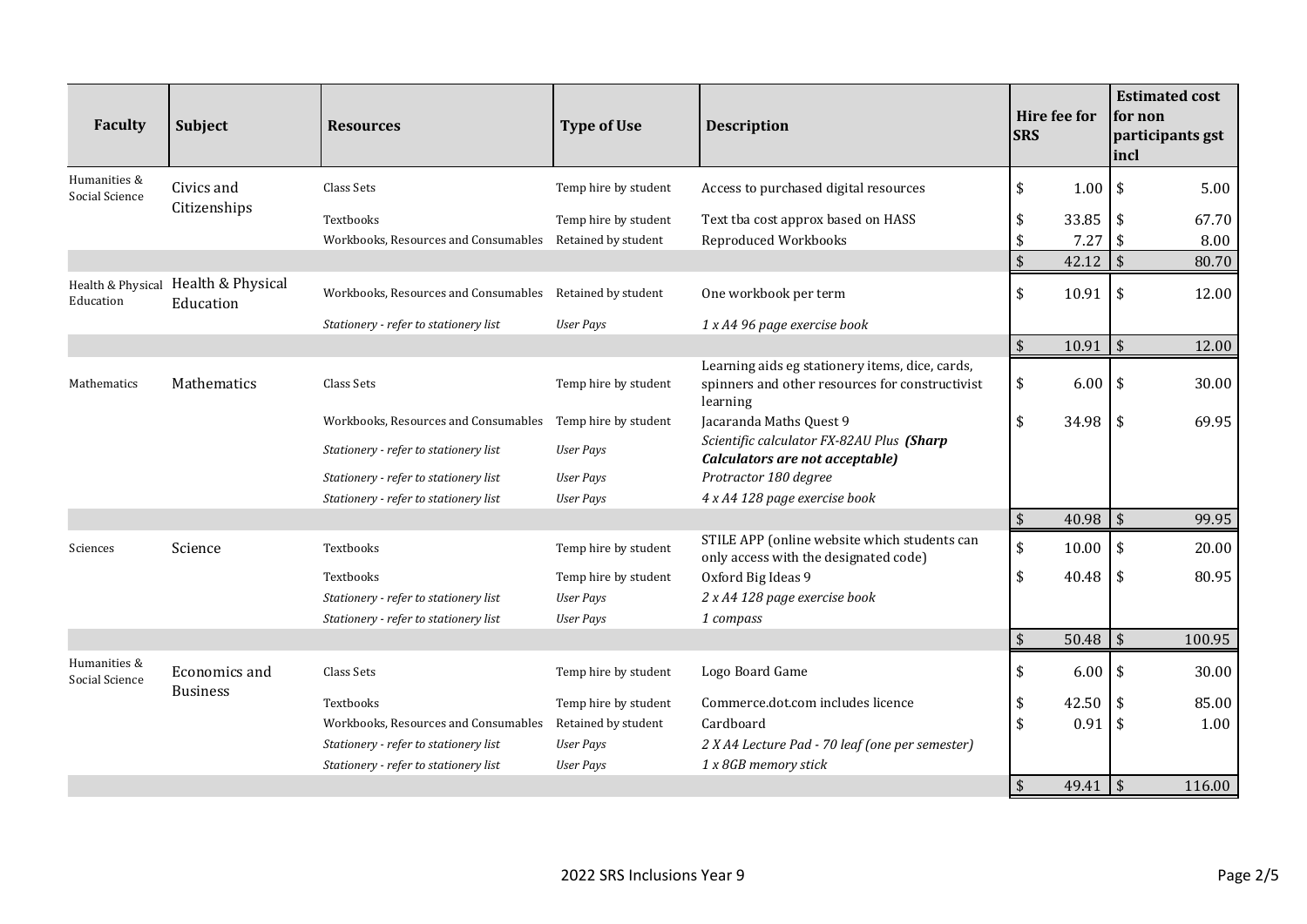| Faculty | Subject | Resources | Type of Use | Description | Hire fee for SRS | Estimated cost for non participants gst incl |
|---|---|---|---|---|---|---|
| Humanities & Social Science | Civics and Citizenships | Class Sets | Temp hire by student | Access to purchased digital resources | $ 1.00 | $ 5.00 |
| | | Textbooks | Temp hire by student | Text tba cost approx based on HASS | $ 33.85 | $ 67.70 |
| | | Workbooks, Resources and Consumables | Retained by student | Reproduced Workbooks | $ 7.27 | $ 8.00 |
| | | | | | $ 42.12 | $ 80.70 |
| Health & Physical Education | Health & Physical Education | Workbooks, Resources and Consumables | Retained by student | One workbook per term | $ 10.91 | $ 12.00 |
| | | *Stationery - refer to stationery list* | *User Pays* | *1 x A4 96 page exercise book* | | |
| | | | | | $ 10.91 | $ 12.00 |
| Mathematics | Mathematics | Class Sets | Temp hire by student | Learning aids eg stationery items, dice, cards, spinners and other resources for constructivist learning | $ 6.00 | $ 30.00 |
| | | Workbooks, Resources and Consumables | Temp hire by student | Jacaranda Maths Quest 9 | $ 34.98 | $ 69.95 |
| | | *Stationery - refer to stationery list* | *User Pays* | *Scientific calculator FX-82AU Plus* ***(Sharp Calculators are not acceptable)*** | | |
| | | *Stationery - refer to stationery list* | *User Pays* | *Protractor 180 degree* | | |
| | | *Stationery - refer to stationery list* | *User Pays* | *4 x A4 128 page exercise book* | | |
| | | | | | $ 40.98 | $ 99.95 |
| Sciences | Science | Textbooks | Temp hire by student | STILE APP (online website which students can only access with the designated code) | $ 10.00 | $ 20.00 |
| | | Textbooks | Temp hire by student | Oxford Big Ideas 9 | $ 40.48 | $ 80.95 |
| | | *Stationery - refer to stationery list* | *User Pays* | *2 x A4 128 page exercise book* | | |
| | | *Stationery - refer to stationery list* | *User Pays* | *1 compass* | | |
| | | | | | $ 50.48 | $ 100.95 |
| Humanities & Social Science | Economics and Business | Class Sets | Temp hire by student | Logo Board Game | $ 6.00 | $ 30.00 |
| | | Textbooks | Temp hire by student | Commerce.dot.com includes licence | $ 42.50 | $ 85.00 |
| | | Workbooks, Resources and Consumables | Retained by student | Cardboard | $ 0.91 | $ 1.00 |
| | | *Stationery - refer to stationery list* | *User Pays* | *2 X A4 Lecture Pad - 70 leaf (one per semester)* | | |
| | | *Stationery - refer to stationery list* | *User Pays* | *1 x 8GB memory stick* | | |
| | | | | | $ 49.41 | $ 116.00 |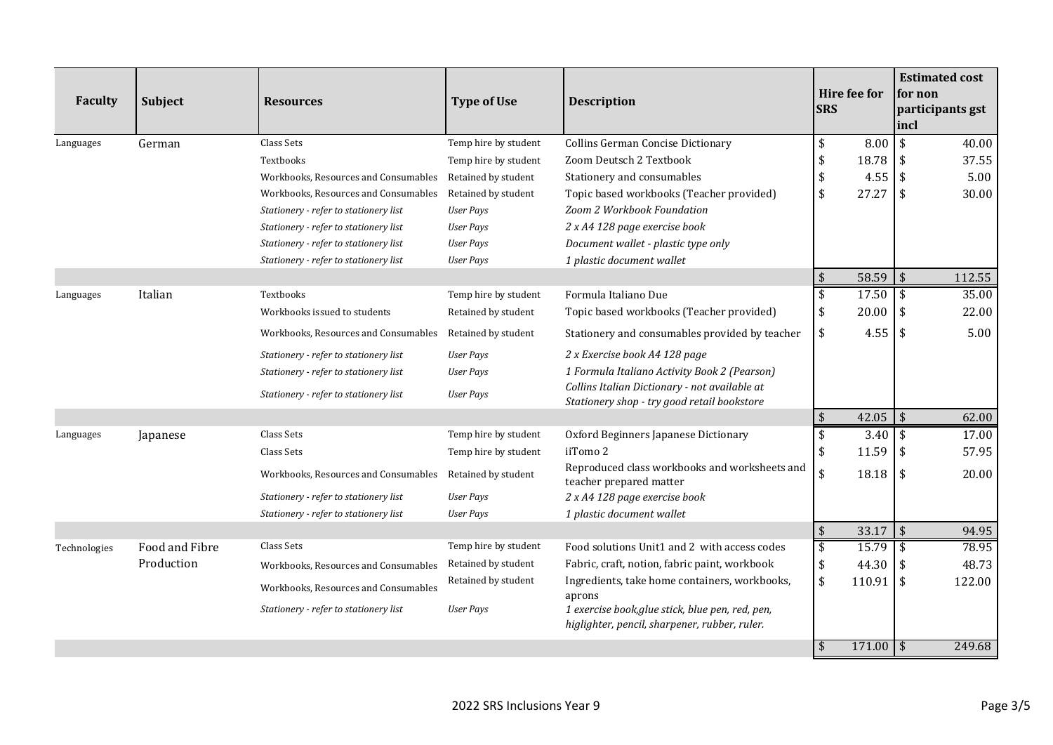| Faculty | Subject | Resources | Type of Use | Description | Hire fee for SRS | Estimated cost for non participants gst incl |
|---|---|---|---|---|---|---|
| Languages | German | Class Sets | Temp hire by student | Collins German Concise Dictionary | $ 8.00 | $ 40.00 |
| | | Textbooks | Temp hire by student | Zoom Deutsch 2 Textbook | $ 18.78 | $ 37.55 |
| | | Workbooks, Resources and Consumables | Retained by student | Stationery and consumables | $ 4.55 | $ 5.00 |
| | | Workbooks, Resources and Consumables | Retained by student | Topic based workbooks (Teacher provided) | $ 27.27 | $ 30.00 |
| | | *Stationery - refer to stationery list* | *User Pays* | *Zoom 2 Workbook Foundation* | | |
| | | *Stationery - refer to stationery list* | *User Pays* | *2 x A4 128 page exercise book* | | |
| | | *Stationery - refer to stationery list* | *User Pays* | *Document wallet - plastic type only* | | |
| | | *Stationery - refer to stationery list* | *User Pays* | *1 plastic document wallet* | | |
| | | | | | $ 58.59 | $ 112.55 |
| Languages | Italian | Textbooks | Temp hire by student | Formula Italiano Due | $ 17.50 | $ 35.00 |
| | | Workbooks issued to students | Retained by student | Topic based workbooks (Teacher provided) | $ 20.00 | $ 22.00 |
| | | Workbooks, Resources and Consumables | Retained by student | Stationery and consumables provided by teacher | $ 4.55 | $ 5.00 |
| | | *Stationery - refer to stationery list* | *User Pays* | *2 x Exercise book A4 128 page* | | |
| | | *Stationery - refer to stationery list* | *User Pays* | *1 Formula Italiano Activity Book 2 (Pearson)* | | |
| | | *Stationery - refer to stationery list* | *User Pays* | *Collins Italian Dictionary - not available at Stationery shop - try good retail bookstore* | | |
| | | | | | $ 42.05 | $ 62.00 |
| Languages | Japanese | Class Sets | Temp hire by student | Oxford Beginners Japanese Dictionary | $ 3.40 | $ 17.00 |
| | | Class Sets | Temp hire by student | iiTomo 2 | $ 11.59 | $ 57.95 |
| | | Workbooks, Resources and Consumables | Retained by student | Reproduced class workbooks and worksheets and teacher prepared matter | $ 18.18 | $ 20.00 |
| | | *Stationery - refer to stationery list* | *User Pays* | *2 x A4 128 page exercise book* | | |
| | | *Stationery - refer to stationery list* | *User Pays* | *1 plastic document wallet* | | |
| | | | | | $ 33.17 | $ 94.95 |
| Technologies | Food and Fibre Production | Class Sets | Temp hire by student | Food solutions Unit1 and 2 with access codes | $ 15.79 | $ 78.95 |
| | | Workbooks, Resources and Consumables | Retained by student | Fabric, craft, notion, fabric paint, workbook | $ 44.30 | $ 48.73 |
| | | Workbooks, Resources and Consumables | Retained by student | Ingredients, take home containers, workbooks, aprons | $ 110.91 | $ 122.00 |
| | | *Stationery - refer to stationery list* | *User Pays* | *1 exercise book,glue stick, blue pen, red, pen, higlighter, pencil, sharpener, rubber, ruler.* | | |
| | | | | | $ 171.00 | $ 249.68 |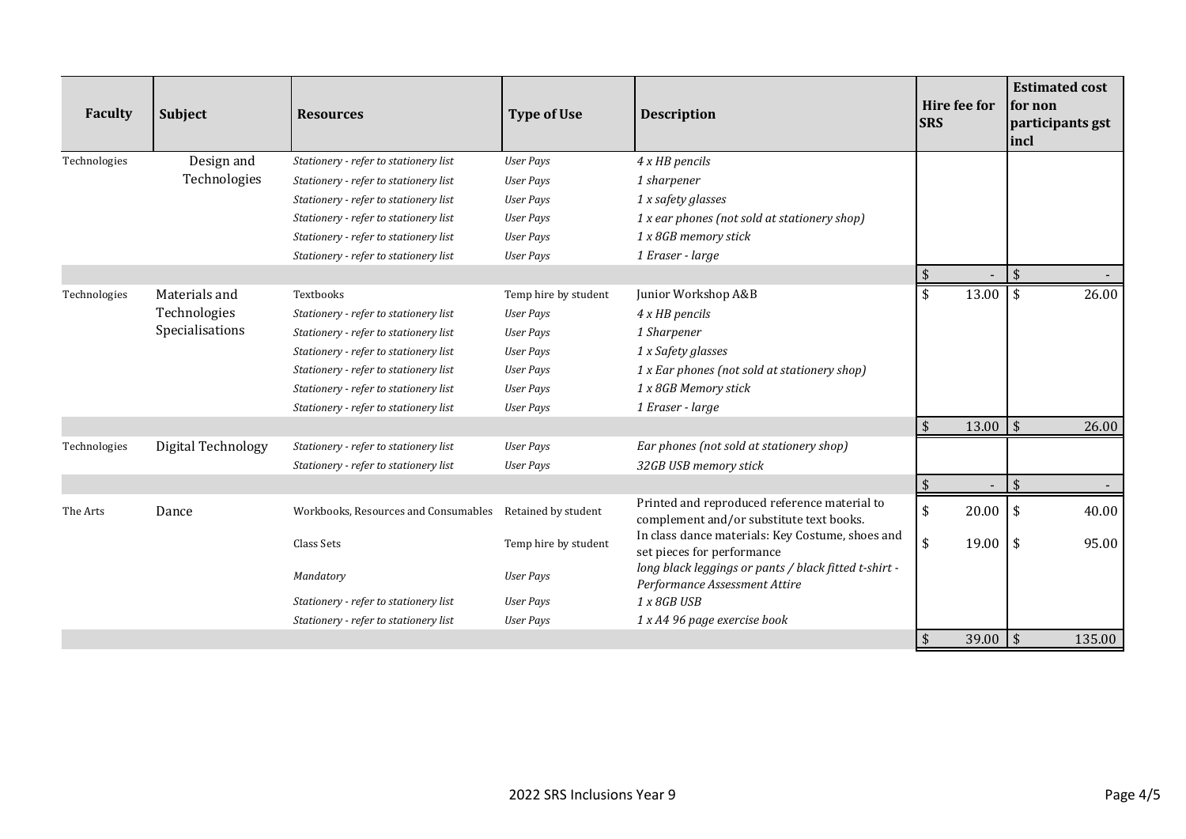| Faculty | Subject | Resources | Type of Use | Description | Hire fee for SRS | Estimated cost for non participants gst incl |
|---|---|---|---|---|---|---|
| Technologies | Design and Technologies | *Stationery - refer to stationery list* | *User Pays* | *4 x HB pencils* | | |
| | | *Stationery - refer to stationery list* | *User Pays* | *1 sharpener* | | |
| | | *Stationery - refer to stationery list* | *User Pays* | *1 x safety glasses* | | |
| | | *Stationery - refer to stationery list* | *User Pays* | *1 x ear phones (not sold at stationery shop)* | | |
| | | *Stationery - refer to stationery list* | *User Pays* | *1 x 8GB memory stick* | | |
| | | *Stationery - refer to stationery list* | *User Pays* | *1 Eraser - large* | | |
| | | | | | $ - | $ - |
| Technologies | Materials and Technologies Specialisations | Textbooks | Temp hire by student | Junior Workshop A&B | $ 13.00 | $ 26.00 |
| | | *Stationery - refer to stationery list* | *User Pays* | *4 x HB pencils* | | |
| | | *Stationery - refer to stationery list* | *User Pays* | *1 Sharpener* | | |
| | | *Stationery - refer to stationery list* | *User Pays* | *1 x Safety glasses* | | |
| | | *Stationery - refer to stationery list* | *User Pays* | *1 x Ear phones (not sold at stationery shop)* | | |
| | | *Stationery - refer to stationery list* | *User Pays* | *1 x 8GB Memory stick* | | |
| | | *Stationery - refer to stationery list* | *User Pays* | *1 Eraser - large* | | |
| | | | | | $ 13.00 | $ 26.00 |
| Technologies | Digital Technology | *Stationery - refer to stationery list* | *User Pays* | *Ear phones (not sold at stationery shop)* | | |
| | | *Stationery - refer to stationery list* | *User Pays* | *32GB USB memory stick* | | |
| | | | | | $ - | $ - |
| The Arts | Dance | Workbooks, Resources and Consumables | Retained by student | Printed and reproduced reference material to complement and/or substitute text books. | $ 20.00 | $ 40.00 |
| | | Class Sets | Temp hire by student | In class dance materials: Key Costume, shoes and set pieces for performance | $ 19.00 | $ 95.00 |
| | | *Mandatory* | *User Pays* | *long black leggings or pants / black fitted t-shirt - Performance Assessment Attire* | | |
| | | *Stationery - refer to stationery list* | *User Pays* | *1 x 8GB USB* | | |
| | | *Stationery - refer to stationery list* | *User Pays* | *1 x A4 96 page exercise book* | | |
| | | | | | $ 39.00 | $ 135.00 |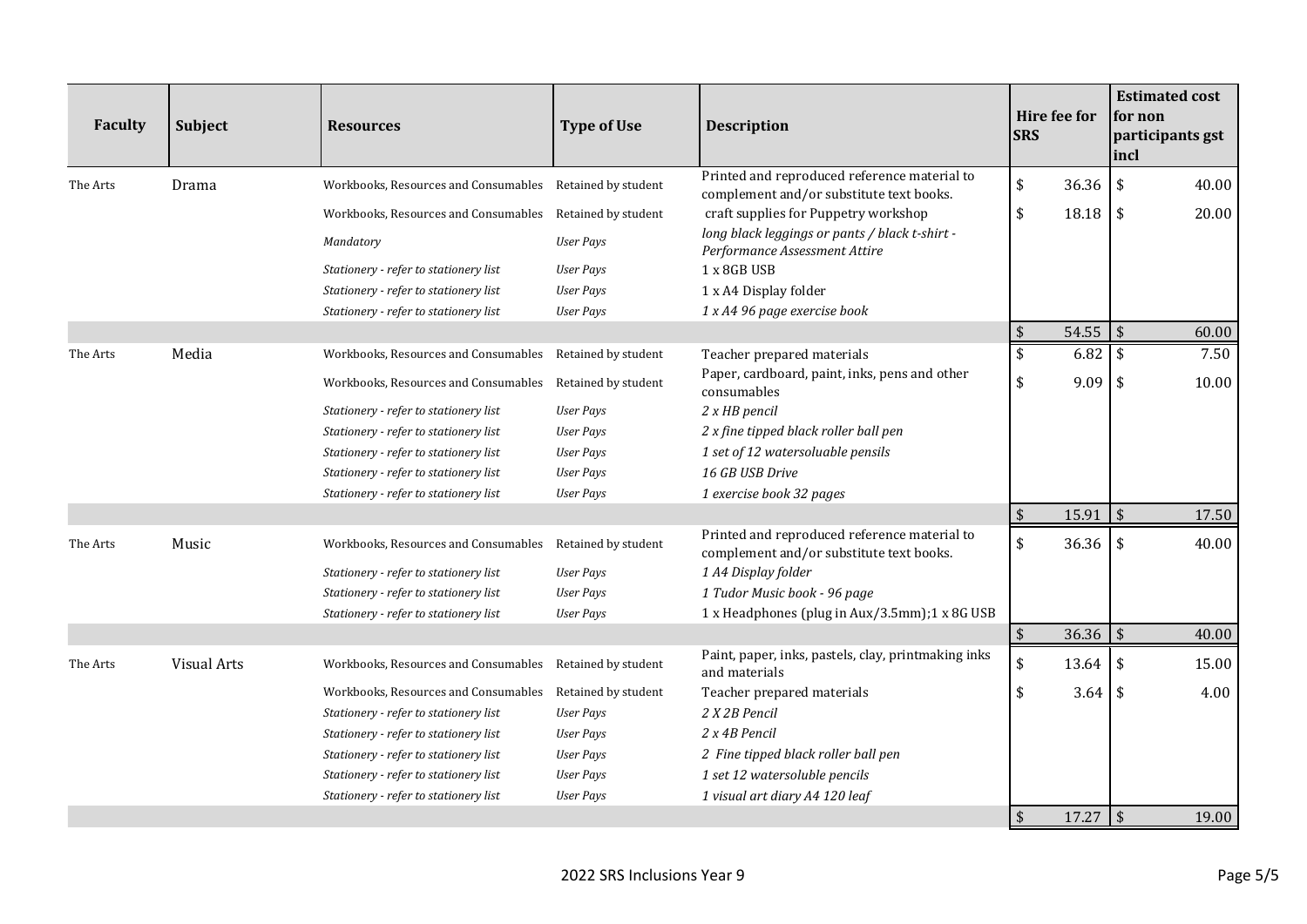| Faculty | Subject | Resources | Type of Use | Description | Hire fee for SRS | Estimated cost for non participants gst incl |
|---|---|---|---|---|---|---|
| The Arts | Drama | Workbooks, Resources and Consumables | Retained by student | Printed and reproduced reference material to complement and/or substitute text books. | $ 36.36 | $ 40.00 |
| | | Workbooks, Resources and Consumables | Retained by student | craft supplies for Puppetry workshop | $ 18.18 | $ 20.00 |
| | | *Mandatory* | *User Pays* | *long black leggings or pants / black t-shirt - Performance Assessment Attire* | | |
| | | *Stationery - refer to stationery list* | *User Pays* | 1 x 8GB USB | | |
| | | *Stationery - refer to stationery list* | *User Pays* | 1 x A4 Display folder | | |
| | | *Stationery - refer to stationery list* | *User Pays* | *1 x A4 96 page exercise book* | | |
| | | | | | $ 54.55 | $ 60.00 |
| The Arts | Media | Workbooks, Resources and Consumables | Retained by student | Teacher prepared materials | $ 6.82 | $ 7.50 |
| | | Workbooks, Resources and Consumables | Retained by student | Paper, cardboard, paint, inks, pens and other consumables | $ 9.09 | $ 10.00 |
| | | *Stationery - refer to stationery list* | *User Pays* | *2 x HB pencil* | | |
| | | *Stationery - refer to stationery list* | *User Pays* | *2 x fine tipped black roller ball pen* | | |
| | | *Stationery - refer to stationery list* | *User Pays* | *1 set of 12 watersoluable pensils* | | |
| | | *Stationery - refer to stationery list* | *User Pays* | *16 GB USB Drive* | | |
| | | *Stationery - refer to stationery list* | *User Pays* | *1 exercise book 32 pages* | | |
| | | | | | $ 15.91 | $ 17.50 |
| The Arts | Music | Workbooks, Resources and Consumables | Retained by student | Printed and reproduced reference material to complement and/or substitute text books. | $ 36.36 | $ 40.00 |
| | | *Stationery - refer to stationery list* | *User Pays* | *1 A4 Display folder* | | |
| | | *Stationery - refer to stationery list* | *User Pays* | *1 Tudor Music book - 96 page* | | |
| | | *Stationery - refer to stationery list* | *User Pays* | 1 x Headphones (plug in Aux/3.5mm);1 x 8G USB | | |
| | | | | | $ 36.36 | $ 40.00 |
| The Arts | Visual Arts | Workbooks, Resources and Consumables | Retained by student | Paint, paper, inks, pastels, clay, printmaking inks and materials | $ 13.64 | $ 15.00 |
| | | Workbooks, Resources and Consumables | Retained by student | Teacher prepared materials | $ 3.64 | $ 4.00 |
| | | *Stationery - refer to stationery list* | *User Pays* | *2 X 2B Pencil* | | |
| | | *Stationery - refer to stationery list* | *User Pays* | *2 x 4B Pencil* | | |
| | | *Stationery - refer to stationery list* | *User Pays* | *2 Fine tipped black roller ball pen* | | |
| | | *Stationery - refer to stationery list* | *User Pays* | *1 set 12 watersoluble pencils* | | |
| | | *Stationery - refer to stationery list* | *User Pays* | *1 visual art diary A4 120 leaf* | | |
| | | | | | $ 17.27 | $ 19.00 |

2022 SRS Inclusions Year 9